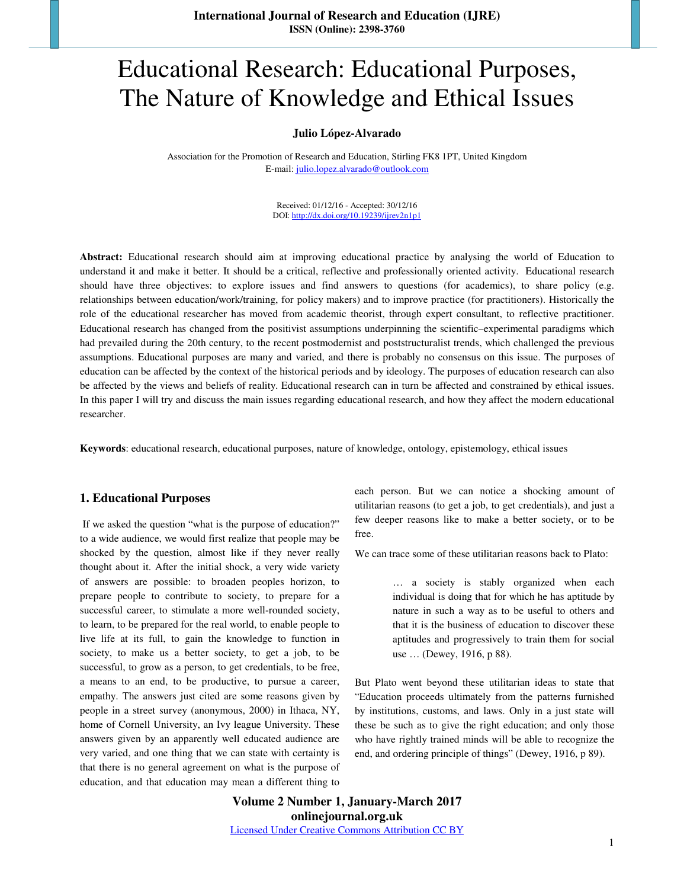# Educational Research: Educational Purposes, The Nature of Knowledge and Ethical Issues

**Julio López-Alvarado**

Association for the Promotion of Research and Education, Stirling FK8 1PT, United Kingdom
E-mail: julio.lopez.alvarado@outlook.com

Received: 01/12/16 - Accepted: 30/12/16
DOI: http://dx.doi.org/10.19239/ijrev2n1p1

**Abstract:** Educational research should aim at improving educational practice by analysing the world of Education to understand it and make it better. It should be a critical, reflective and professionally oriented activity. Educational research should have three objectives: to explore issues and find answers to questions (for academics), to share policy (e.g. relationships between education/work/training, for policy makers) and to improve practice (for practitioners). Historically the role of the educational researcher has moved from academic theorist, through expert consultant, to reflective practitioner. Educational research has changed from the positivist assumptions underpinning the scientific–experimental paradigms which had prevailed during the 20th century, to the recent postmodernist and poststructuralist trends, which challenged the previous assumptions. Educational purposes are many and varied, and there is probably no consensus on this issue. The purposes of education can be affected by the context of the historical periods and by ideology. The purposes of education research can also be affected by the views and beliefs of reality. Educational research can in turn be affected and constrained by ethical issues. In this paper I will try and discuss the main issues regarding educational research, and how they affect the modern educational researcher.

**Keywords**: educational research, educational purposes, nature of knowledge, ontology, epistemology, ethical issues

## 1. Educational Purposes

If we asked the question "what is the purpose of education?" to a wide audience, we would first realize that people may be shocked by the question, almost like if they never really thought about it. After the initial shock, a very wide variety of answers are possible: to broaden peoples horizon, to prepare people to contribute to society, to prepare for a successful career, to stimulate a more well-rounded society, to learn, to be prepared for the real world, to enable people to live life at its full, to gain the knowledge to function in society, to make us a better society, to get a job, to be successful, to grow as a person, to get credentials, to be free, a means to an end, to be productive, to pursue a career, empathy. The answers just cited are some reasons given by people in a street survey (anonymous, 2000) in Ithaca, NY, home of Cornell University, an Ivy league University. These answers given by an apparently well educated audience are very varied, and one thing that we can state with certainty is that there is no general agreement on what is the purpose of education, and that education may mean a different thing to each person. But we can notice a shocking amount of utilitarian reasons (to get a job, to get credentials), and just a few deeper reasons like to make a better society, or to be free.

We can trace some of these utilitarian reasons back to Plato:

> … a society is stably organized when each individual is doing that for which he has aptitude by nature in such a way as to be useful to others and that it is the business of education to discover these aptitudes and progressively to train them for social use … (Dewey, 1916, p 88).

But Plato went beyond these utilitarian ideas to state that "Education proceeds ultimately from the patterns furnished by institutions, customs, and laws. Only in a just state will these be such as to give the right education; and only those who have rightly trained minds will be able to recognize the end, and ordering principle of things" (Dewey, 1916, p 89).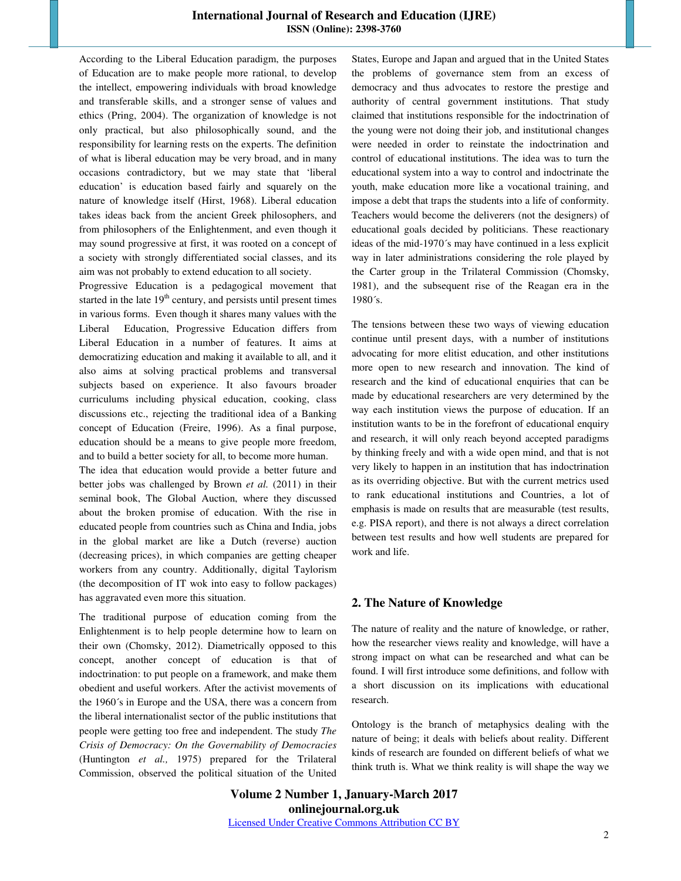According to the Liberal Education paradigm, the purposes of Education are to make people more rational, to develop the intellect, empowering individuals with broad knowledge and transferable skills, and a stronger sense of values and ethics (Pring, 2004). The organization of knowledge is not only practical, but also philosophically sound, and the responsibility for learning rests on the experts. The definition of what is liberal education may be very broad, and in many occasions contradictory, but we may state that 'liberal education' is education based fairly and squarely on the nature of knowledge itself (Hirst, 1968). Liberal education takes ideas back from the ancient Greek philosophers, and from philosophers of the Enlightenment, and even though it may sound progressive at first, it was rooted on a concept of a society with strongly differentiated social classes, and its aim was not probably to extend education to all society.

Progressive Education is a pedagogical movement that started in the late 19th century, and persists until present times in various forms. Even though it shares many values with the Liberal Education, Progressive Education differs from Liberal Education in a number of features. It aims at democratizing education and making it available to all, and it also aims at solving practical problems and transversal subjects based on experience. It also favours broader curriculums including physical education, cooking, class discussions etc., rejecting the traditional idea of a Banking concept of Education (Freire, 1996). As a final purpose, education should be a means to give people more freedom, and to build a better society for all, to become more human.

The idea that education would provide a better future and better jobs was challenged by Brown *et al.* (2011) in their seminal book, The Global Auction, where they discussed about the broken promise of education. With the rise in educated people from countries such as China and India, jobs in the global market are like a Dutch (reverse) auction (decreasing prices), in which companies are getting cheaper workers from any country. Additionally, digital Taylorism (the decomposition of IT wok into easy to follow packages) has aggravated even more this situation.

The traditional purpose of education coming from the Enlightenment is to help people determine how to learn on their own (Chomsky, 2012). Diametrically opposed to this concept, another concept of education is that of indoctrination: to put people on a framework, and make them obedient and useful workers. After the activist movements of the 1960´s in Europe and the USA, there was a concern from the liberal internationalist sector of the public institutions that people were getting too free and independent. The study *The Crisis of Democracy: On the Governability of Democracies* (Huntington *et al.,* 1975) prepared for the Trilateral Commission, observed the political situation of the United States, Europe and Japan and argued that in the United States the problems of governance stem from an excess of democracy and thus advocates to restore the prestige and authority of central government institutions. That study claimed that institutions responsible for the indoctrination of the young were not doing their job, and institutional changes were needed in order to reinstate the indoctrination and control of educational institutions. The idea was to turn the educational system into a way to control and indoctrinate the youth, make education more like a vocational training, and impose a debt that traps the students into a life of conformity. Teachers would become the deliverers (not the designers) of educational goals decided by politicians. These reactionary ideas of the mid-1970´s may have continued in a less explicit way in later administrations considering the role played by the Carter group in the Trilateral Commission (Chomsky, 1981), and the subsequent rise of the Reagan era in the 1980´s.

The tensions between these two ways of viewing education continue until present days, with a number of institutions advocating for more elitist education, and other institutions more open to new research and innovation. The kind of research and the kind of educational enquiries that can be made by educational researchers are very determined by the way each institution views the purpose of education. If an institution wants to be in the forefront of educational enquiry and research, it will only reach beyond accepted paradigms by thinking freely and with a wide open mind, and that is not very likely to happen in an institution that has indoctrination as its overriding objective. But with the current metrics used to rank educational institutions and Countries, a lot of emphasis is made on results that are measurable (test results, e.g. PISA report), and there is not always a direct correlation between test results and how well students are prepared for work and life.

## 2. The Nature of Knowledge

The nature of reality and the nature of knowledge, or rather, how the researcher views reality and knowledge, will have a strong impact on what can be researched and what can be found. I will first introduce some definitions, and follow with a short discussion on its implications with educational research.

Ontology is the branch of metaphysics dealing with the nature of being; it deals with beliefs about reality. Different kinds of research are founded on different beliefs of what we think truth is. What we think reality is will shape the way we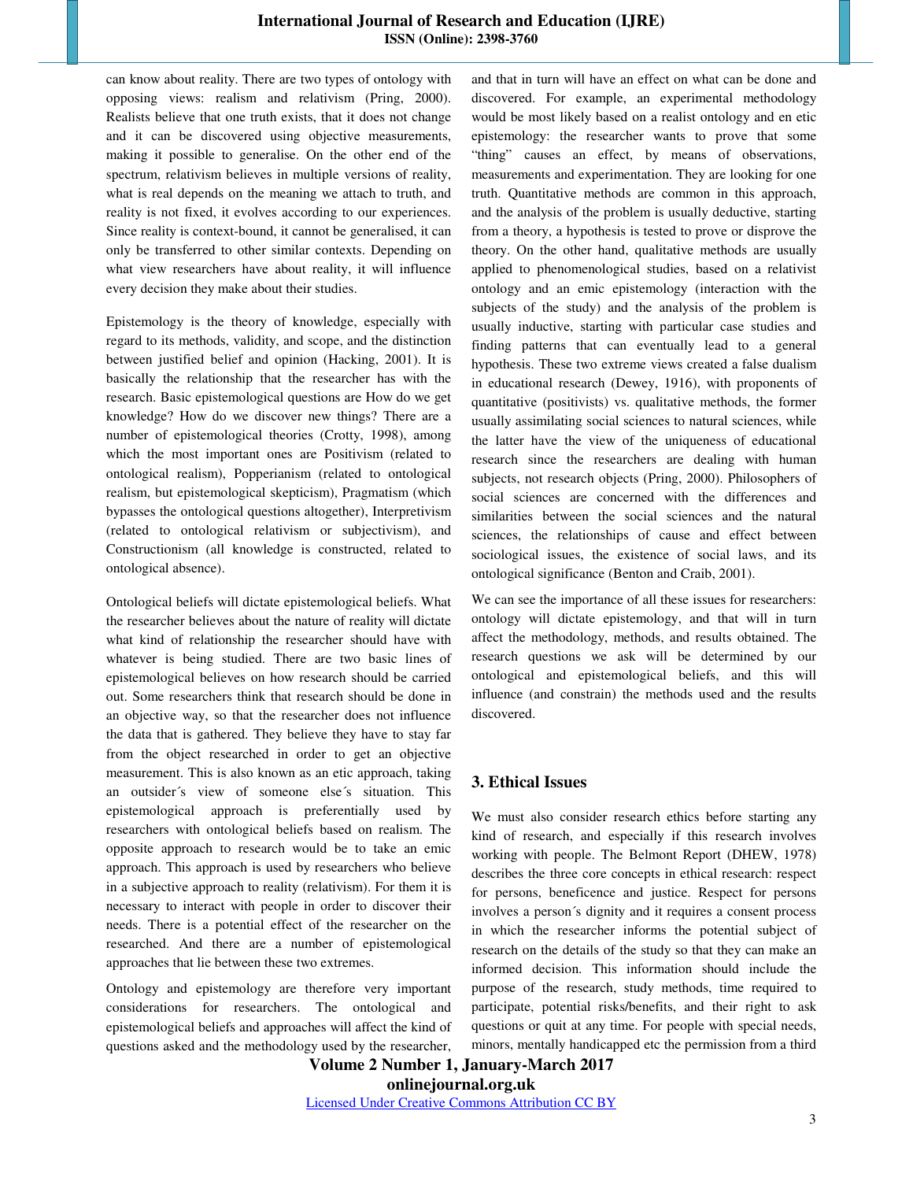can know about reality. There are two types of ontology with opposing views: realism and relativism (Pring, 2000). Realists believe that one truth exists, that it does not change and it can be discovered using objective measurements, making it possible to generalise. On the other end of the spectrum, relativism believes in multiple versions of reality, what is real depends on the meaning we attach to truth, and reality is not fixed, it evolves according to our experiences. Since reality is context-bound, it cannot be generalised, it can only be transferred to other similar contexts. Depending on what view researchers have about reality, it will influence every decision they make about their studies.

Epistemology is the theory of knowledge, especially with regard to its methods, validity, and scope, and the distinction between justified belief and opinion (Hacking, 2001). It is basically the relationship that the researcher has with the research. Basic epistemological questions are How do we get knowledge? How do we discover new things? There are a number of epistemological theories (Crotty, 1998), among which the most important ones are Positivism (related to ontological realism), Popperianism (related to ontological realism, but epistemological skepticism), Pragmatism (which bypasses the ontological questions altogether), Interpretivism (related to ontological relativism or subjectivism), and Constructionism (all knowledge is constructed, related to ontological absence).

Ontological beliefs will dictate epistemological beliefs. What the researcher believes about the nature of reality will dictate what kind of relationship the researcher should have with whatever is being studied. There are two basic lines of epistemological believes on how research should be carried out. Some researchers think that research should be done in an objective way, so that the researcher does not influence the data that is gathered. They believe they have to stay far from the object researched in order to get an objective measurement. This is also known as an etic approach, taking an outsider´s view of someone else´s situation. This epistemological approach is preferentially used by researchers with ontological beliefs based on realism. The opposite approach to research would be to take an emic approach. This approach is used by researchers who believe in a subjective approach to reality (relativism). For them it is necessary to interact with people in order to discover their needs. There is a potential effect of the researcher on the researched. And there are a number of epistemological approaches that lie between these two extremes.

Ontology and epistemology are therefore very important considerations for researchers. The ontological and epistemological beliefs and approaches will affect the kind of questions asked and the methodology used by the researcher, and that in turn will have an effect on what can be done and discovered. For example, an experimental methodology would be most likely based on a realist ontology and en etic epistemology: the researcher wants to prove that some "thing" causes an effect, by means of observations, measurements and experimentation. They are looking for one truth. Quantitative methods are common in this approach, and the analysis of the problem is usually deductive, starting from a theory, a hypothesis is tested to prove or disprove the theory. On the other hand, qualitative methods are usually applied to phenomenological studies, based on a relativist ontology and an emic epistemology (interaction with the subjects of the study) and the analysis of the problem is usually inductive, starting with particular case studies and finding patterns that can eventually lead to a general hypothesis. These two extreme views created a false dualism in educational research (Dewey, 1916), with proponents of quantitative (positivists) vs. qualitative methods, the former usually assimilating social sciences to natural sciences, while the latter have the view of the uniqueness of educational research since the researchers are dealing with human subjects, not research objects (Pring, 2000). Philosophers of social sciences are concerned with the differences and similarities between the social sciences and the natural sciences, the relationships of cause and effect between sociological issues, the existence of social laws, and its ontological significance (Benton and Craib, 2001).

We can see the importance of all these issues for researchers: ontology will dictate epistemology, and that will in turn affect the methodology, methods, and results obtained. The research questions we ask will be determined by our ontological and epistemological beliefs, and this will influence (and constrain) the methods used and the results discovered.

## 3. Ethical Issues

We must also consider research ethics before starting any kind of research, and especially if this research involves working with people. The Belmont Report (DHEW, 1978) describes the three core concepts in ethical research: respect for persons, beneficence and justice. Respect for persons involves a person´s dignity and it requires a consent process in which the researcher informs the potential subject of research on the details of the study so that they can make an informed decision. This information should include the purpose of the research, study methods, time required to participate, potential risks/benefits, and their right to ask questions or quit at any time. For people with special needs, minors, mentally handicapped etc the permission from a third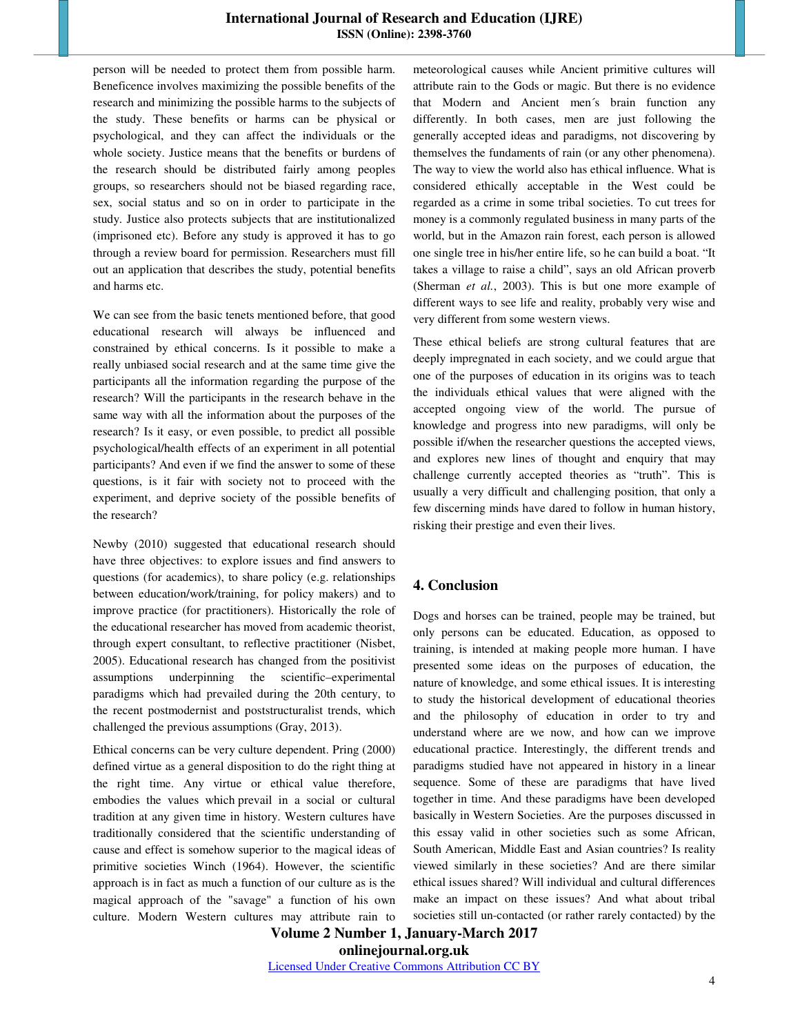person will be needed to protect them from possible harm. Beneficence involves maximizing the possible benefits of the research and minimizing the possible harms to the subjects of the study. These benefits or harms can be physical or psychological, and they can affect the individuals or the whole society. Justice means that the benefits or burdens of the research should be distributed fairly among peoples groups, so researchers should not be biased regarding race, sex, social status and so on in order to participate in the study. Justice also protects subjects that are institutionalized (imprisoned etc). Before any study is approved it has to go through a review board for permission. Researchers must fill out an application that describes the study, potential benefits and harms etc.

We can see from the basic tenets mentioned before, that good educational research will always be influenced and constrained by ethical concerns. Is it possible to make a really unbiased social research and at the same time give the participants all the information regarding the purpose of the research? Will the participants in the research behave in the same way with all the information about the purposes of the research? Is it easy, or even possible, to predict all possible psychological/health effects of an experiment in all potential participants? And even if we find the answer to some of these questions, is it fair with society not to proceed with the experiment, and deprive society of the possible benefits of the research?

Newby (2010) suggested that educational research should have three objectives: to explore issues and find answers to questions (for academics), to share policy (e.g. relationships between education/work/training, for policy makers) and to improve practice (for practitioners). Historically the role of the educational researcher has moved from academic theorist, through expert consultant, to reflective practitioner (Nisbet, 2005). Educational research has changed from the positivist assumptions underpinning the scientific–experimental paradigms which had prevailed during the 20th century, to the recent postmodernist and poststructuralist trends, which challenged the previous assumptions (Gray, 2013).

Ethical concerns can be very culture dependent. Pring (2000) defined virtue as a general disposition to do the right thing at the right time. Any virtue or ethical value therefore, embodies the values which prevail in a social or cultural tradition at any given time in history. Western cultures have traditionally considered that the scientific understanding of cause and effect is somehow superior to the magical ideas of primitive societies Winch (1964). However, the scientific approach is in fact as much a function of our culture as is the magical approach of the "savage" a function of his own culture. Modern Western cultures may attribute rain to meteorological causes while Ancient primitive cultures will attribute rain to the Gods or magic. But there is no evidence that Modern and Ancient men´s brain function any differently. In both cases, men are just following the generally accepted ideas and paradigms, not discovering by themselves the fundaments of rain (or any other phenomena). The way to view the world also has ethical influence. What is considered ethically acceptable in the West could be regarded as a crime in some tribal societies. To cut trees for money is a commonly regulated business in many parts of the world, but in the Amazon rain forest, each person is allowed one single tree in his/her entire life, so he can build a boat. "It takes a village to raise a child", says an old African proverb (Sherman *et al.*, 2003). This is but one more example of different ways to see life and reality, probably very wise and very different from some western views.

These ethical beliefs are strong cultural features that are deeply impregnated in each society, and we could argue that one of the purposes of education in its origins was to teach the individuals ethical values that were aligned with the accepted ongoing view of the world. The pursue of knowledge and progress into new paradigms, will only be possible if/when the researcher questions the accepted views, and explores new lines of thought and enquiry that may challenge currently accepted theories as "truth". This is usually a very difficult and challenging position, that only a few discerning minds have dared to follow in human history, risking their prestige and even their lives.

## 4. Conclusion

Dogs and horses can be trained, people may be trained, but only persons can be educated. Education, as opposed to training, is intended at making people more human. I have presented some ideas on the purposes of education, the nature of knowledge, and some ethical issues. It is interesting to study the historical development of educational theories and the philosophy of education in order to try and understand where are we now, and how can we improve educational practice. Interestingly, the different trends and paradigms studied have not appeared in history in a linear sequence. Some of these are paradigms that have lived together in time. And these paradigms have been developed basically in Western Societies. Are the purposes discussed in this essay valid in other societies such as some African, South American, Middle East and Asian countries? Is reality viewed similarly in these societies? And are there similar ethical issues shared? Will individual and cultural differences make an impact on these issues? And what about tribal societies still un-contacted (or rather rarely contacted) by the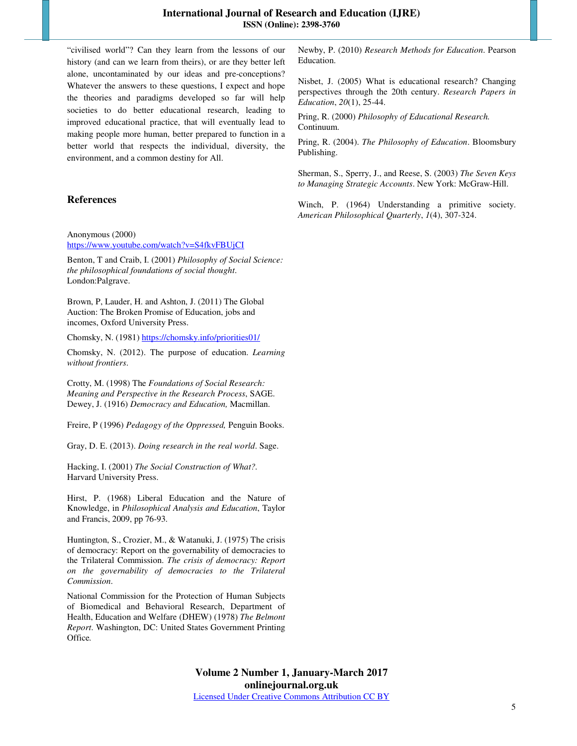"civilised world"? Can they learn from the lessons of our history (and can we learn from theirs), or are they better left alone, uncontaminated by our ideas and pre-conceptions? Whatever the answers to these questions, I expect and hope the theories and paradigms developed so far will help societies to do better educational research, leading to improved educational practice, that will eventually lead to making people more human, better prepared to function in a better world that respects the individual, diversity, the environment, and a common destiny for All.

## References

Anonymous (2000) https://www.youtube.com/watch?v=S4fkvFBUjCI

Benton, T and Craib, I. (2001) *Philosophy of Social Science: the philosophical foundations of social thought*. London:Palgrave.

Brown, P, Lauder, H. and Ashton, J. (2011) The Global Auction: The Broken Promise of Education, jobs and incomes, Oxford University Press.

Chomsky, N. (1981) https://chomsky.info/priorities01/

Chomsky, N. (2012). The purpose of education. *Learning without frontiers*.

Crotty, M. (1998) The *Foundations of Social Research: Meaning and Perspective in the Research Process*, SAGE.

Dewey, J. (1916) *Democracy and Education,* Macmillan.

Freire, P (1996) *Pedagogy of the Oppressed,* Penguin Books.

Gray, D. E. (2013). *Doing research in the real world*. Sage.

Hacking, I. (2001) *The Social Construction of What?*. Harvard University Press.

Hirst, P. (1968) Liberal Education and the Nature of Knowledge, in *Philosophical Analysis and Education*, Taylor and Francis, 2009, pp 76-93.

Huntington, S., Crozier, M., & Watanuki, J. (1975) The crisis of democracy: Report on the governability of democracies to the Trilateral Commission. *The crisis of democracy: Report on the governability of democracies to the Trilateral Commission*.

National Commission for the Protection of Human Subjects of Biomedical and Behavioral Research, Department of Health, Education and Welfare (DHEW) (1978) *The Belmont Report*. Washington, DC: United States Government Printing Office*.*

Newby, P. (2010) *Research Methods for Education*. Pearson Education.

Nisbet, J. (2005) What is educational research? Changing perspectives through the 20th century. *Research Papers in Education*, *20*(1), 25-44.

Pring, R. (2000) *Philosophy of Educational Research.* Continuum*.*

Pring, R. (2004). *The Philosophy of Education*. Bloomsbury Publishing.

Sherman, S., Sperry, J., and Reese, S. (2003) *The Seven Keys to Managing Strategic Accounts*. New York: McGraw-Hill.

Winch, P. (1964) Understanding a primitive society. *American Philosophical Quarterly*, *1*(4), 307-324.